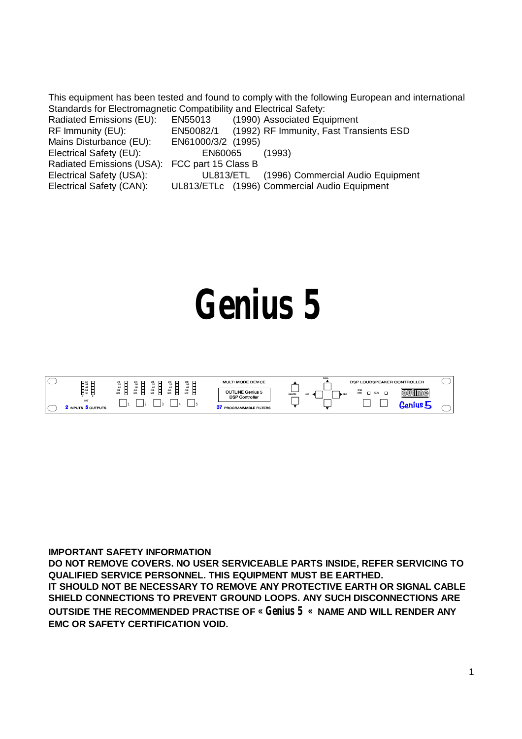This equipment has been tested and found to comply with the following European and international Standards for Electromagnetic Compatibility and Electrical Safety:

| | | |
|---|---|---|
| Radiated Emissions (EU): | EN55013 | (1990) Associated Equipment |
| RF Immunity (EU): | EN50082/1 | (1992) RF Immunity, Fast Transients ESD |
| Mains Disturbance (EU): | EN61000/3/2 | (1995) |
| Electrical Safety (EU): | EN60065 | (1993) |
| Radiated Emissions (USA): | FCC part 15 Class B | |
| Electrical Safety (USA): | UL813/ETL | (1996) Commercial Audio Equipment |
| Electrical Safety (CAN): | UL813/ETLc | (1996) Commercial Audio Equipment |

# Genius 5

**IMPORTANT SAFETY INFORMATION**

**DO NOT REMOVE COVERS. NO USER SERVICEABLE PARTS INSIDE, REFER SERVICING TO QUALIFIED SERVICE PERSONNEL. THIS EQUIPMENT MUST BE EARTHED.**

**IT SHOULD NOT BE NECESSARY TO REMOVE ANY PROTECTIVE EARTH OR SIGNAL CABLE SHIELD CONNECTIONS TO PREVENT GROUND LOOPS. ANY SUCH DISCONNECTIONS ARE OUTSIDE THE RECOMMENDED PRACTISE OF « Genius 5 « NAME AND WILL RENDER ANY EMC OR SAFETY CERTIFICATION VOID.**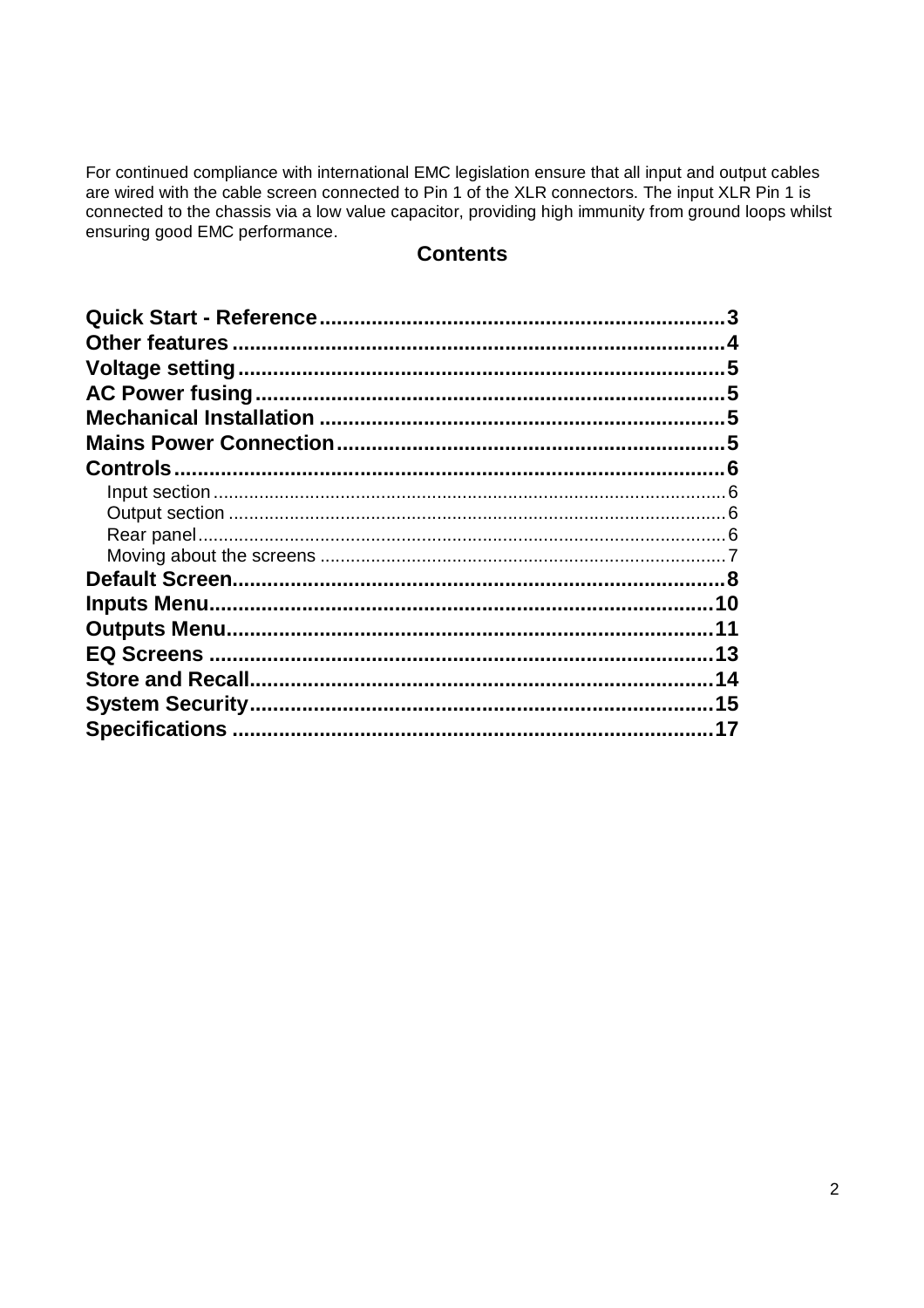For continued compliance with international EMC legislation ensure that all input and output cables are wired with the cable screen connected to Pin 1 of the XLR connectors. The input XLR Pin 1 is connected to the chassis via a low value capacitor, providing high immunity from ground loops whilst ensuring good EMC performance.

## Contents

**Quick Start - Reference** .......... **3**
**Other features** .......... **4**
**Voltage setting** .......... **5**
**AC Power fusing** .......... **5**
**Mechanical Installation** .......... **5**
**Mains Power Connection** .......... **5**
**Controls** .......... **6**
- Input section .......... 6
- Output section .......... 6
- Rear panel .......... 6
- Moving about the screens .......... 7

**Default Screen** .......... **8**
**Inputs Menu** .......... **10**
**Outputs Menu** .......... **11**
**EQ Screens** .......... **13**
**Store and Recall** .......... **14**
**System Security** .......... **15**
**Specifications** .......... **17**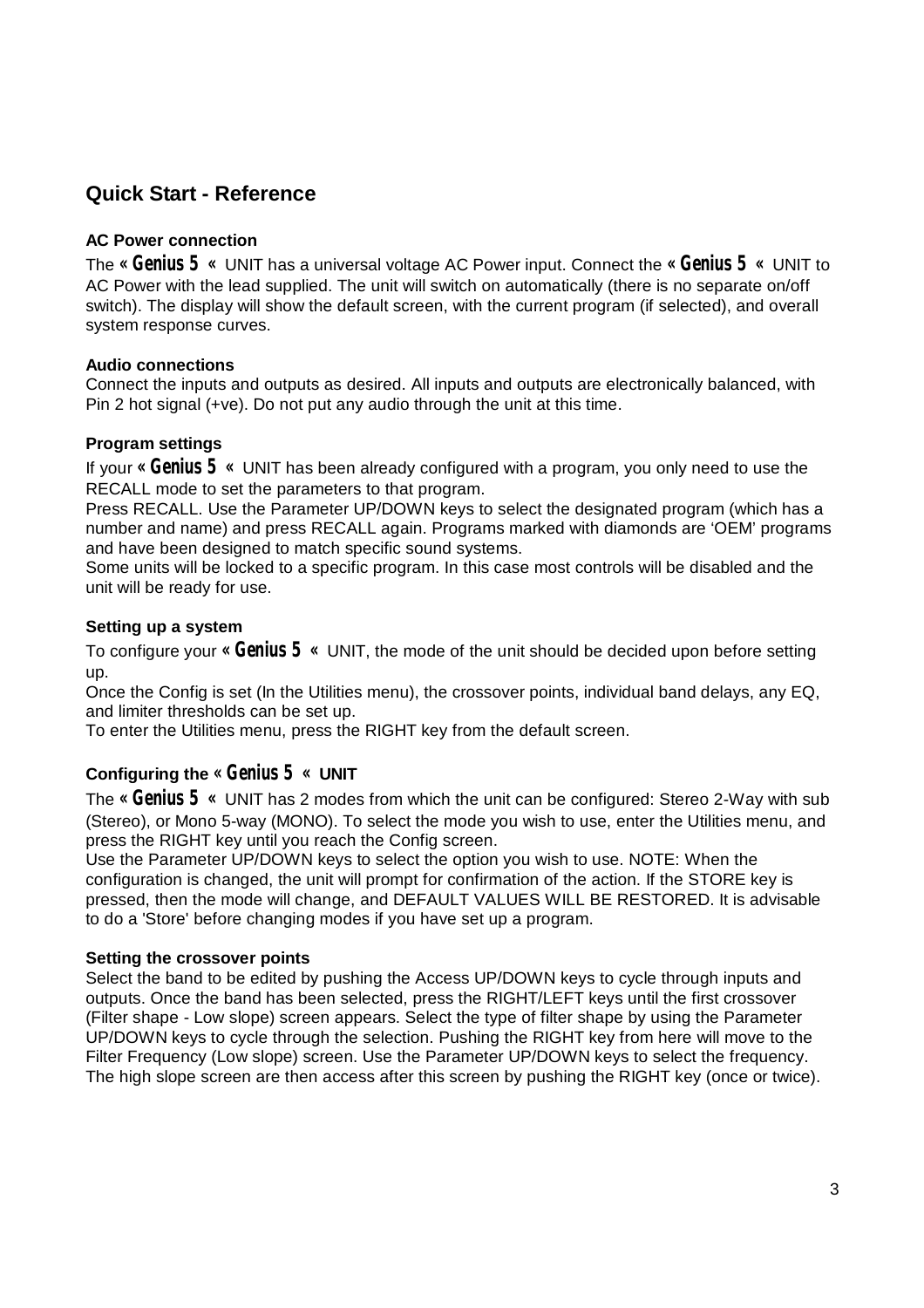## Quick Start - Reference

### AC Power connection

The **« Genius 5 «** UNIT has a universal voltage AC Power input. Connect the **« Genius 5 «** UNIT to AC Power with the lead supplied. The unit will switch on automatically (there is no separate on/off switch). The display will show the default screen, with the current program (if selected), and overall system response curves.

### Audio connections

Connect the inputs and outputs as desired. All inputs and outputs are electronically balanced, with Pin 2 hot signal (+ve). Do not put any audio through the unit at this time.

### Program settings

If your **« Genius 5 «** UNIT has been already configured with a program, you only need to use the RECALL mode to set the parameters to that program.
Press RECALL. Use the Parameter UP/DOWN keys to select the designated program (which has a number and name) and press RECALL again. Programs marked with diamonds are 'OEM' programs and have been designed to match specific sound systems.
Some units will be locked to a specific program. In this case most controls will be disabled and the unit will be ready for use.

### Setting up a system

To configure your **« Genius 5 «** UNIT, the mode of the unit should be decided upon before setting up.
Once the Config is set (In the Utilities menu), the crossover points, individual band delays, any EQ, and limiter thresholds can be set up.
To enter the Utilities menu, press the RIGHT key from the default screen.

### Configuring the « Genius 5 « UNIT

The **« Genius 5 «** UNIT has 2 modes from which the unit can be configured: Stereo 2-Way with sub (Stereo), or Mono 5-way (MONO). To select the mode you wish to use, enter the Utilities menu, and press the RIGHT key until you reach the Config screen.
Use the Parameter UP/DOWN keys to select the option you wish to use. NOTE: When the configuration is changed, the unit will prompt for confirmation of the action. If the STORE key is pressed, then the mode will change, and DEFAULT VALUES WILL BE RESTORED. It is advisable to do a 'Store' before changing modes if you have set up a program.

### Setting the crossover points

Select the band to be edited by pushing the Access UP/DOWN keys to cycle through inputs and outputs. Once the band has been selected, press the RIGHT/LEFT keys until the first crossover (Filter shape - Low slope) screen appears. Select the type of filter shape by using the Parameter UP/DOWN keys to cycle through the selection. Pushing the RIGHT key from here will move to the Filter Frequency (Low slope) screen. Use the Parameter UP/DOWN keys to select the frequency. The high slope screen are then access after this screen by pushing the RIGHT key (once or twice).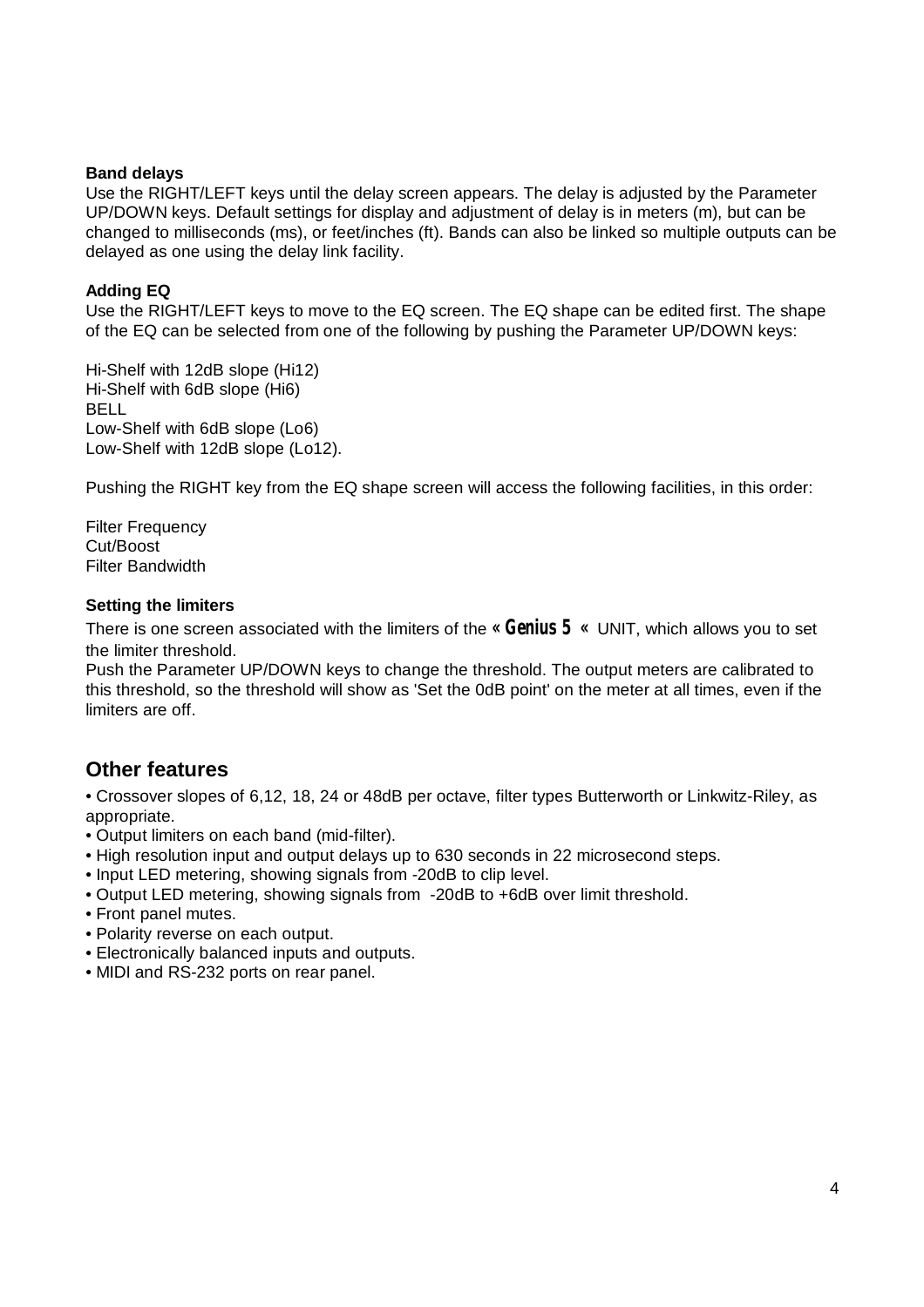**Band delays**

Use the RIGHT/LEFT keys until the delay screen appears. The delay is adjusted by the Parameter UP/DOWN keys. Default settings for display and adjustment of delay is in meters (m), but can be changed to milliseconds (ms), or feet/inches (ft). Bands can also be linked so multiple outputs can be delayed as one using the delay link facility.

**Adding EQ**

Use the RIGHT/LEFT keys to move to the EQ screen. The EQ shape can be edited first. The shape of the EQ can be selected from one of the following by pushing the Parameter UP/DOWN keys:

Hi-Shelf with 12dB slope (Hi12)
Hi-Shelf with 6dB slope (Hi6)
BELL
Low-Shelf with 6dB slope (Lo6)
Low-Shelf with 12dB slope (Lo12).

Pushing the RIGHT key from the EQ shape screen will access the following facilities, in this order:

Filter Frequency
Cut/Boost
Filter Bandwidth

**Setting the limiters**

There is one screen associated with the limiters of the **« Genius 5 «** UNIT, which allows you to set the limiter threshold.
Push the Parameter UP/DOWN keys to change the threshold. The output meters are calibrated to this threshold, so the threshold will show as 'Set the 0dB point' on the meter at all times, even if the limiters are off.

## Other features

- Crossover slopes of 6,12, 18, 24 or 48dB per octave, filter types Butterworth or Linkwitz-Riley, as appropriate.
- Output limiters on each band (mid-filter).
- High resolution input and output delays up to 630 seconds in 22 microsecond steps.
- Input LED metering, showing signals from -20dB to clip level.
- Output LED metering, showing signals from -20dB to +6dB over limit threshold.
- Front panel mutes.
- Polarity reverse on each output.
- Electronically balanced inputs and outputs.
- MIDI and RS-232 ports on rear panel.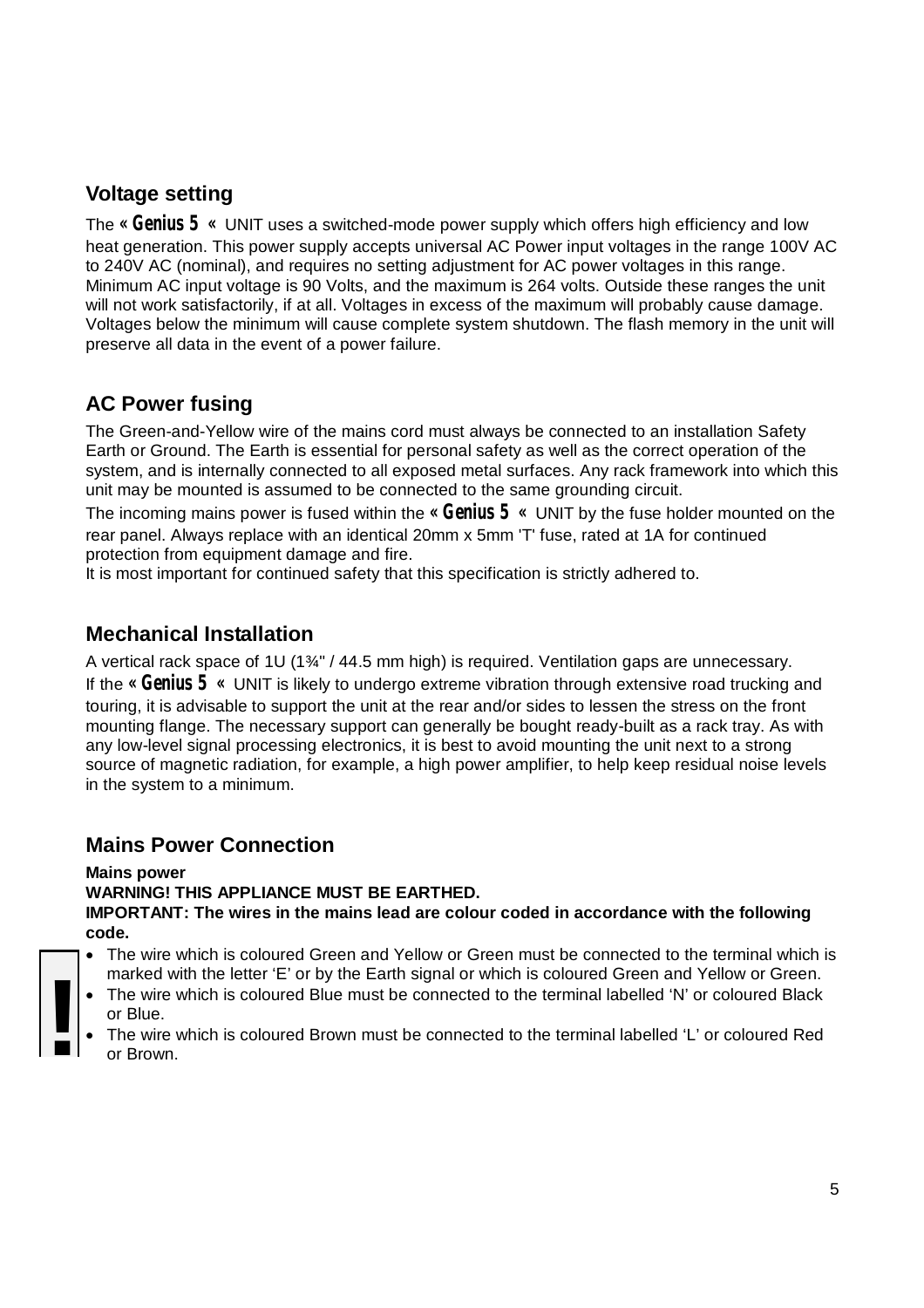## Voltage setting

The **« Genius 5 «** UNIT uses a switched-mode power supply which offers high efficiency and low heat generation. This power supply accepts universal AC Power input voltages in the range 100V AC to 240V AC (nominal), and requires no setting adjustment for AC power voltages in this range. Minimum AC input voltage is 90 Volts, and the maximum is 264 volts. Outside these ranges the unit will not work satisfactorily, if at all. Voltages in excess of the maximum will probably cause damage. Voltages below the minimum will cause complete system shutdown. The flash memory in the unit will preserve all data in the event of a power failure.

## AC Power fusing

The Green-and-Yellow wire of the mains cord must always be connected to an installation Safety Earth or Ground. The Earth is essential for personal safety as well as the correct operation of the system, and is internally connected to all exposed metal surfaces. Any rack framework into which this unit may be mounted is assumed to be connected to the same grounding circuit.

The incoming mains power is fused within the **« Genius 5 «** UNIT by the fuse holder mounted on the rear panel. Always replace with an identical 20mm x 5mm 'T' fuse, rated at 1A for continued protection from equipment damage and fire.

It is most important for continued safety that this specification is strictly adhered to.

## Mechanical Installation

A vertical rack space of 1U (1¾" / 44.5 mm high) is required. Ventilation gaps are unnecessary.

If the **« Genius 5 «** UNIT is likely to undergo extreme vibration through extensive road trucking and touring, it is advisable to support the unit at the rear and/or sides to lessen the stress on the front mounting flange. The necessary support can generally be bought ready-built as a rack tray. As with any low-level signal processing electronics, it is best to avoid mounting the unit next to a strong source of magnetic radiation, for example, a high power amplifier, to help keep residual noise levels in the system to a minimum.

## Mains Power Connection

**Mains power**

**WARNING! THIS APPLIANCE MUST BE EARTHED.**

**IMPORTANT: The wires in the mains lead are colour coded in accordance with the following code.**

!

- The wire which is coloured Green and Yellow or Green must be connected to the terminal which is marked with the letter 'E' or by the Earth signal or which is coloured Green and Yellow or Green.
- The wire which is coloured Blue must be connected to the terminal labelled 'N' or coloured Black or Blue.
- The wire which is coloured Brown must be connected to the terminal labelled 'L' or coloured Red or Brown.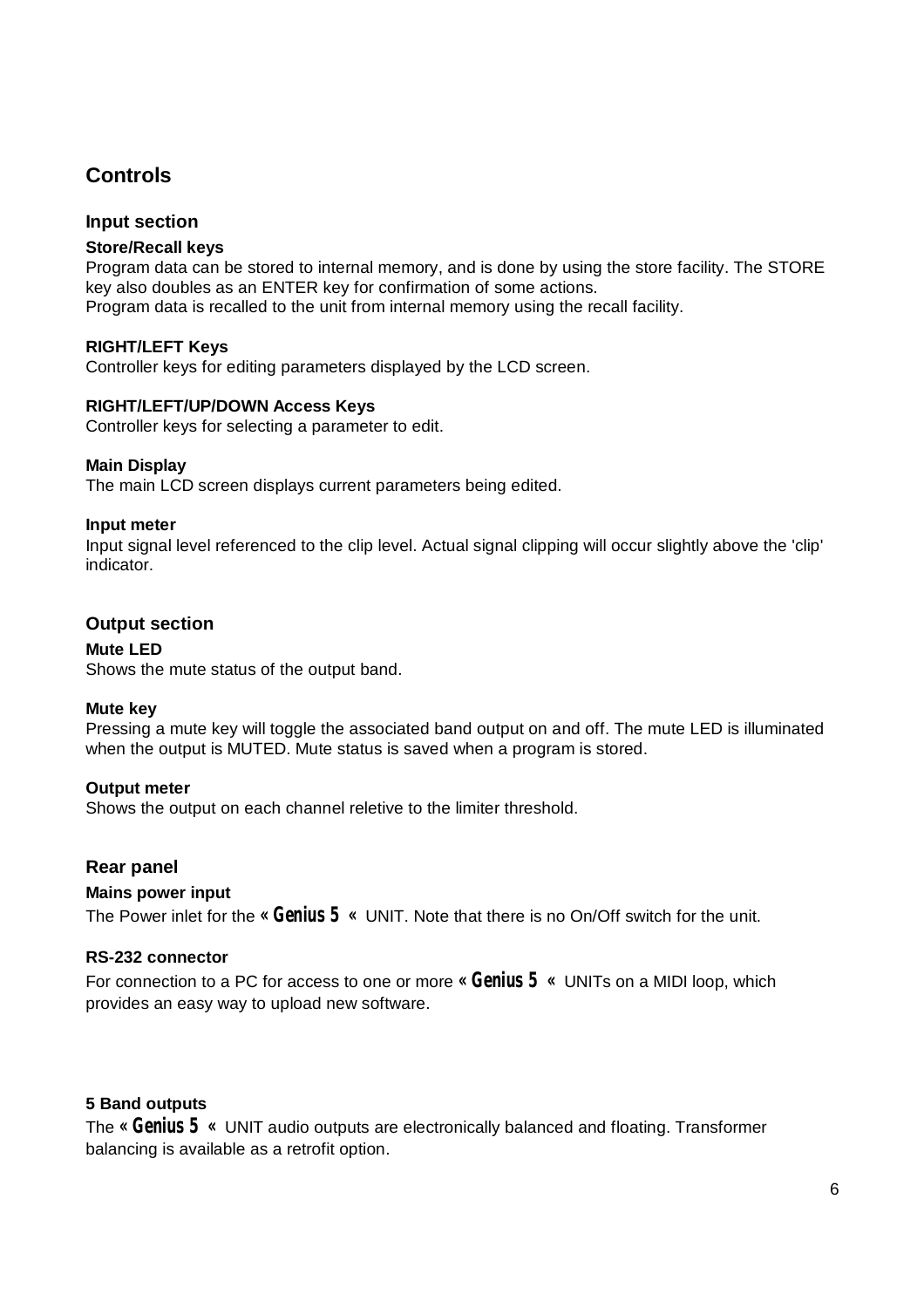# Controls

## Input section

### Store/Recall keys

Program data can be stored to internal memory, and is done by using the store facility. The STORE key also doubles as an ENTER key for confirmation of some actions.
Program data is recalled to the unit from internal memory using the recall facility.

### RIGHT/LEFT Keys

Controller keys for editing parameters displayed by the LCD screen.

### RIGHT/LEFT/UP/DOWN Access Keys

Controller keys for selecting a parameter to edit.

### Main Display

The main LCD screen displays current parameters being edited.

### Input meter

Input signal level referenced to the clip level. Actual signal clipping will occur slightly above the 'clip' indicator.

## Output section

### Mute LED

Shows the mute status of the output band.

### Mute key

Pressing a mute key will toggle the associated band output on and off. The mute LED is illuminated when the output is MUTED. Mute status is saved when a program is stored.

### Output meter

Shows the output on each channel reletive to the limiter threshold.

## Rear panel

### Mains power input

The Power inlet for the **« Genius 5 «** UNIT. Note that there is no On/Off switch for the unit.

### RS-232 connector

For connection to a PC for access to one or more **« Genius 5 «** UNITs on a MIDI loop, which provides an easy way to upload new software.

### 5 Band outputs

The **« Genius 5 «** UNIT audio outputs are electronically balanced and floating. Transformer balancing is available as a retrofit option.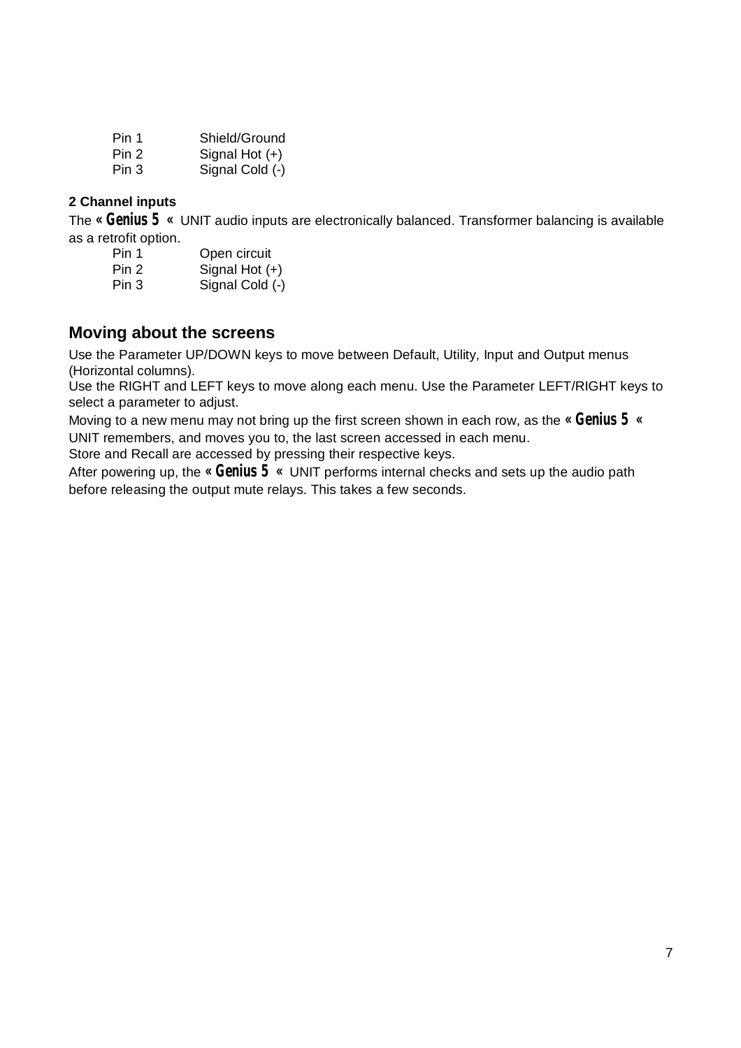| | |
|---|---|
| Pin 1 | Shield/Ground |
| Pin 2 | Signal Hot (+) |
| Pin 3 | Signal Cold (-) |

**2 Channel inputs**

The **« Genius 5 «** UNIT audio inputs are electronically balanced. Transformer balancing is available as a retrofit option.

| | |
|---|---|
| Pin 1 | Open circuit |
| Pin 2 | Signal Hot (+) |
| Pin 3 | Signal Cold (-) |

## Moving about the screens

Use the Parameter UP/DOWN keys to move between Default, Utility, Input and Output menus (Horizontal columns).
Use the RIGHT and LEFT keys to move along each menu. Use the Parameter LEFT/RIGHT keys to select a parameter to adjust.
Moving to a new menu may not bring up the first screen shown in each row, as the **« Genius 5 «** UNIT remembers, and moves you to, the last screen accessed in each menu.
Store and Recall are accessed by pressing their respective keys.
After powering up, the **« Genius 5 «** UNIT performs internal checks and sets up the audio path before releasing the output mute relays. This takes a few seconds.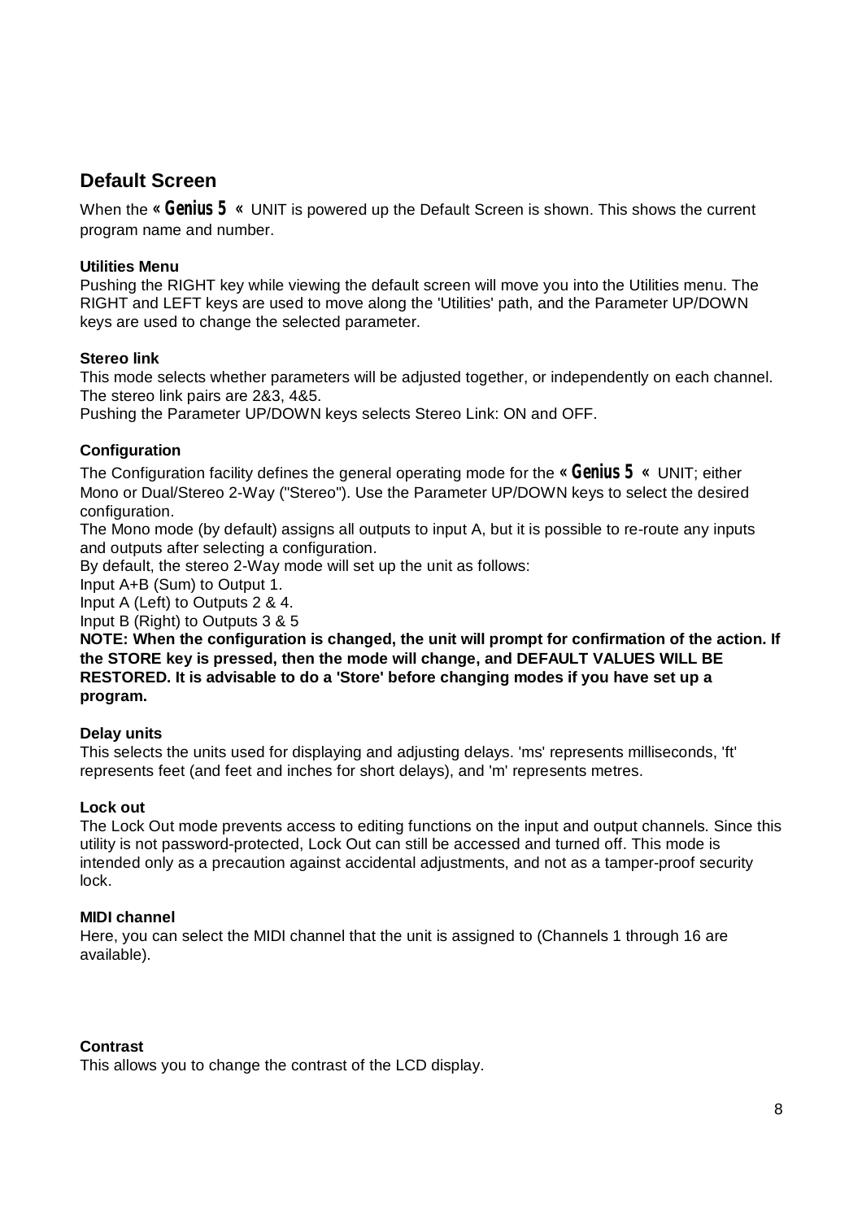## Default Screen

When the **« Genius 5 «** UNIT is powered up the Default Screen is shown. This shows the current program name and number.

**Utilities Menu**

Pushing the RIGHT key while viewing the default screen will move you into the Utilities menu. The RIGHT and LEFT keys are used to move along the 'Utilities' path, and the Parameter UP/DOWN keys are used to change the selected parameter.

**Stereo link**

This mode selects whether parameters will be adjusted together, or independently on each channel. The stereo link pairs are 2&3, 4&5.

Pushing the Parameter UP/DOWN keys selects Stereo Link: ON and OFF.

**Configuration**

The Configuration facility defines the general operating mode for the **« Genius 5 «** UNIT; either Mono or Dual/Stereo 2-Way ("Stereo"). Use the Parameter UP/DOWN keys to select the desired configuration.

The Mono mode (by default) assigns all outputs to input A, but it is possible to re-route any inputs and outputs after selecting a configuration.

By default, the stereo 2-Way mode will set up the unit as follows:

Input A+B (Sum) to Output 1.

Input A (Left) to Outputs 2 & 4.

Input B (Right) to Outputs 3 & 5

**NOTE: When the configuration is changed, the unit will prompt for confirmation of the action. If the STORE key is pressed, then the mode will change, and DEFAULT VALUES WILL BE RESTORED. It is advisable to do a 'Store' before changing modes if you have set up a program.**

**Delay units**

This selects the units used for displaying and adjusting delays. 'ms' represents milliseconds, 'ft' represents feet (and feet and inches for short delays), and 'm' represents metres.

**Lock out**

The Lock Out mode prevents access to editing functions on the input and output channels. Since this utility is not password-protected, Lock Out can still be accessed and turned off. This mode is intended only as a precaution against accidental adjustments, and not as a tamper-proof security lock.

**MIDI channel**

Here, you can select the MIDI channel that the unit is assigned to (Channels 1 through 16 are available).

**Contrast**

This allows you to change the contrast of the LCD display.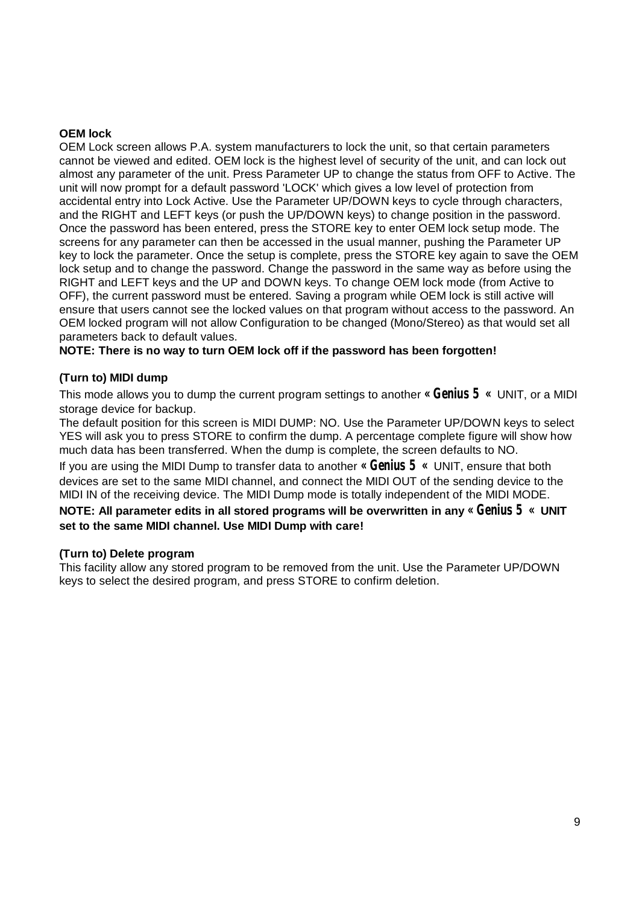**OEM lock**

OEM Lock screen allows P.A. system manufacturers to lock the unit, so that certain parameters cannot be viewed and edited. OEM lock is the highest level of security of the unit, and can lock out almost any parameter of the unit. Press Parameter UP to change the status from OFF to Active. The unit will now prompt for a default password 'LOCK' which gives a low level of protection from accidental entry into Lock Active. Use the Parameter UP/DOWN keys to cycle through characters, and the RIGHT and LEFT keys (or push the UP/DOWN keys) to change position in the password. Once the password has been entered, press the STORE key to enter OEM lock setup mode. The screens for any parameter can then be accessed in the usual manner, pushing the Parameter UP key to lock the parameter. Once the setup is complete, press the STORE key again to save the OEM lock setup and to change the password. Change the password in the same way as before using the RIGHT and LEFT keys and the UP and DOWN keys. To change OEM lock mode (from Active to OFF), the current password must be entered. Saving a program while OEM lock is still active will ensure that users cannot see the locked values on that program without access to the password. An OEM locked program will not allow Configuration to be changed (Mono/Stereo) as that would set all parameters back to default values.

**NOTE: There is no way to turn OEM lock off if the password has been forgotten!**

**(Turn to) MIDI dump**

This mode allows you to dump the current program settings to another **« Genius 5 «** UNIT, or a MIDI storage device for backup.

The default position for this screen is MIDI DUMP: NO. Use the Parameter UP/DOWN keys to select YES will ask you to press STORE to confirm the dump. A percentage complete figure will show how much data has been transferred. When the dump is complete, the screen defaults to NO.

If you are using the MIDI Dump to transfer data to another **« Genius 5 «** UNIT, ensure that both devices are set to the same MIDI channel, and connect the MIDI OUT of the sending device to the MIDI IN of the receiving device. The MIDI Dump mode is totally independent of the MIDI MODE.

**NOTE: All parameter edits in all stored programs will be overwritten in any « Genius 5 « UNIT set to the same MIDI channel. Use MIDI Dump with care!**

**(Turn to) Delete program**

This facility allow any stored program to be removed from the unit. Use the Parameter UP/DOWN keys to select the desired program, and press STORE to confirm deletion.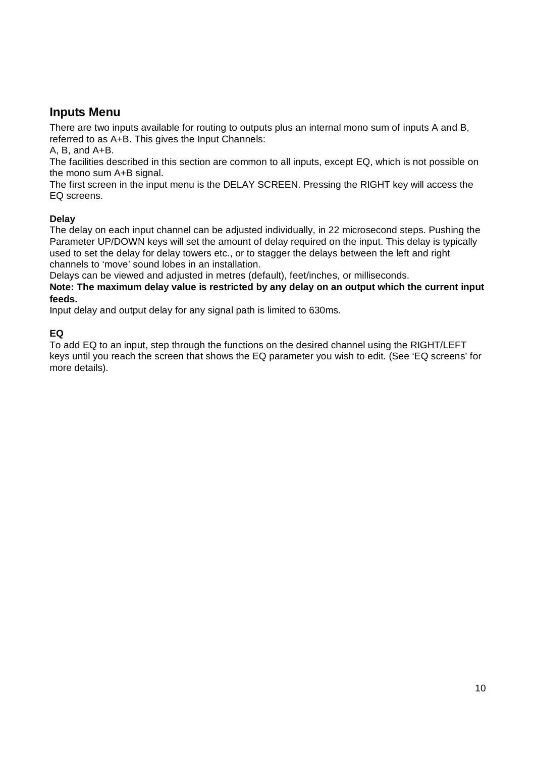## Inputs Menu

There are two inputs available for routing to outputs plus an internal mono sum of inputs A and B, referred to as A+B. This gives the Input Channels:

A, B, and A+B.

The facilities described in this section are common to all inputs, except EQ, which is not possible on the mono sum A+B signal.

The first screen in the input menu is the DELAY SCREEN. Pressing the RIGHT key will access the EQ screens.

### Delay

The delay on each input channel can be adjusted individually, in 22 microsecond steps. Pushing the Parameter UP/DOWN keys will set the amount of delay required on the input. This delay is typically used to set the delay for delay towers etc., or to stagger the delays between the left and right channels to 'move' sound lobes in an installation.

Delays can be viewed and adjusted in metres (default), feet/inches, or milliseconds.

**Note: The maximum delay value is restricted by any delay on an output which the current input feeds.**

Input delay and output delay for any signal path is limited to 630ms.

### EQ

To add EQ to an input, step through the functions on the desired channel using the RIGHT/LEFT keys until you reach the screen that shows the EQ parameter you wish to edit. (See 'EQ screens' for more details).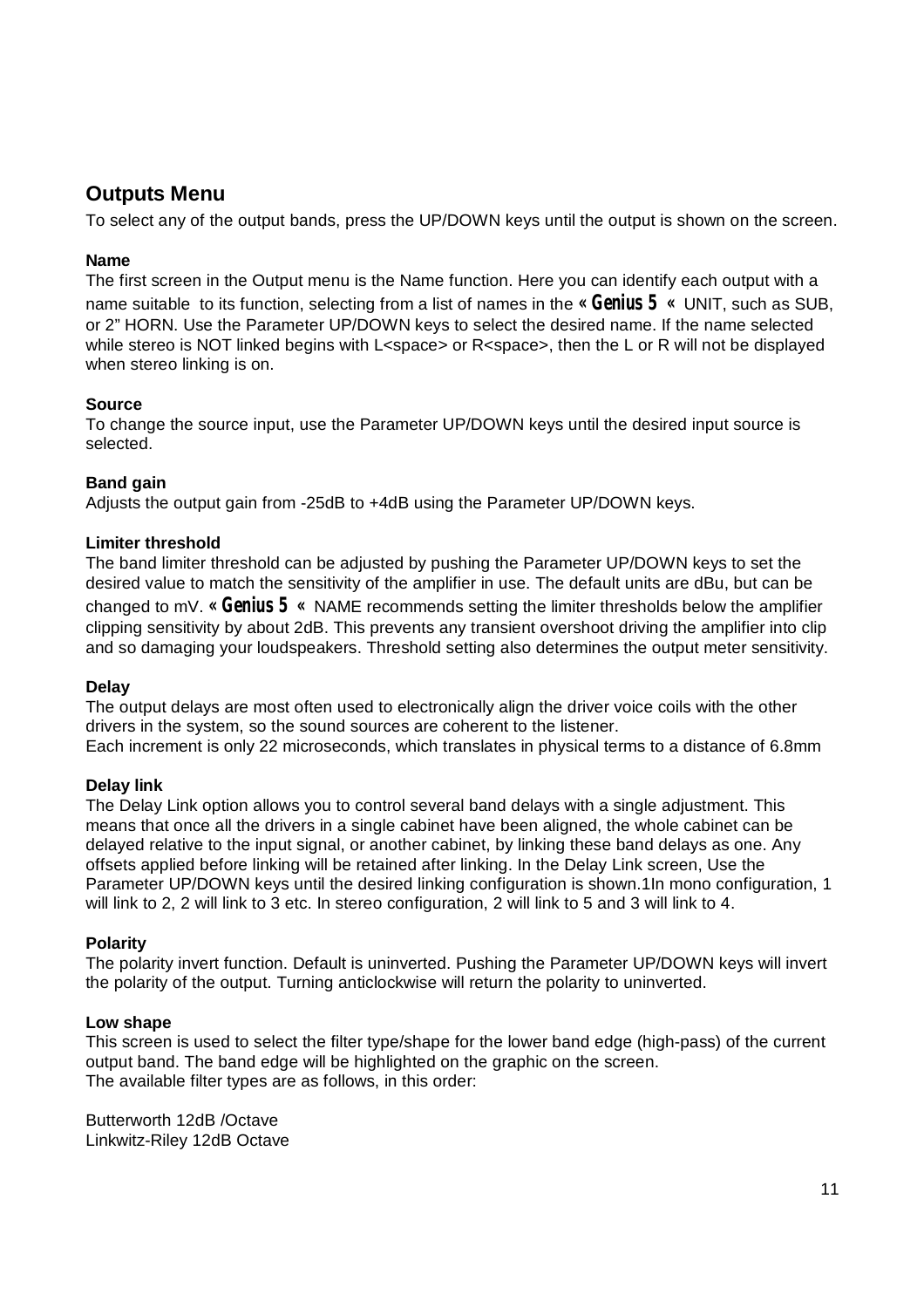## Outputs Menu

To select any of the output bands, press the UP/DOWN keys until the output is shown on the screen.

**Name**

The first screen in the Output menu is the Name function. Here you can identify each output with a name suitable to its function, selecting from a list of names in the **« Genius 5 «** UNIT, such as SUB, or 2" HORN. Use the Parameter UP/DOWN keys to select the desired name. If the name selected while stereo is NOT linked begins with L<space> or R<space>, then the L or R will not be displayed when stereo linking is on.

**Source**

To change the source input, use the Parameter UP/DOWN keys until the desired input source is selected.

**Band gain**

Adjusts the output gain from -25dB to +4dB using the Parameter UP/DOWN keys.

**Limiter threshold**

The band limiter threshold can be adjusted by pushing the Parameter UP/DOWN keys to set the desired value to match the sensitivity of the amplifier in use. The default units are dBu, but can be changed to mV. **« Genius 5 «** NAME recommends setting the limiter thresholds below the amplifier clipping sensitivity by about 2dB. This prevents any transient overshoot driving the amplifier into clip and so damaging your loudspeakers. Threshold setting also determines the output meter sensitivity.

**Delay**

The output delays are most often used to electronically align the driver voice coils with the other drivers in the system, so the sound sources are coherent to the listener.
Each increment is only 22 microseconds, which translates in physical terms to a distance of 6.8mm

**Delay link**

The Delay Link option allows you to control several band delays with a single adjustment. This means that once all the drivers in a single cabinet have been aligned, the whole cabinet can be delayed relative to the input signal, or another cabinet, by linking these band delays as one. Any offsets applied before linking will be retained after linking. In the Delay Link screen, Use the Parameter UP/DOWN keys until the desired linking configuration is shown.1In mono configuration, 1 will link to 2, 2 will link to 3 etc. In stereo configuration, 2 will link to 5 and 3 will link to 4.

**Polarity**

The polarity invert function. Default is uninverted. Pushing the Parameter UP/DOWN keys will invert the polarity of the output. Turning anticlockwise will return the polarity to uninverted.

**Low shape**

This screen is used to select the filter type/shape for the lower band edge (high-pass) of the current output band. The band edge will be highlighted on the graphic on the screen.
The available filter types are as follows, in this order:

Butterworth 12dB /Octave
Linkwitz-Riley 12dB Octave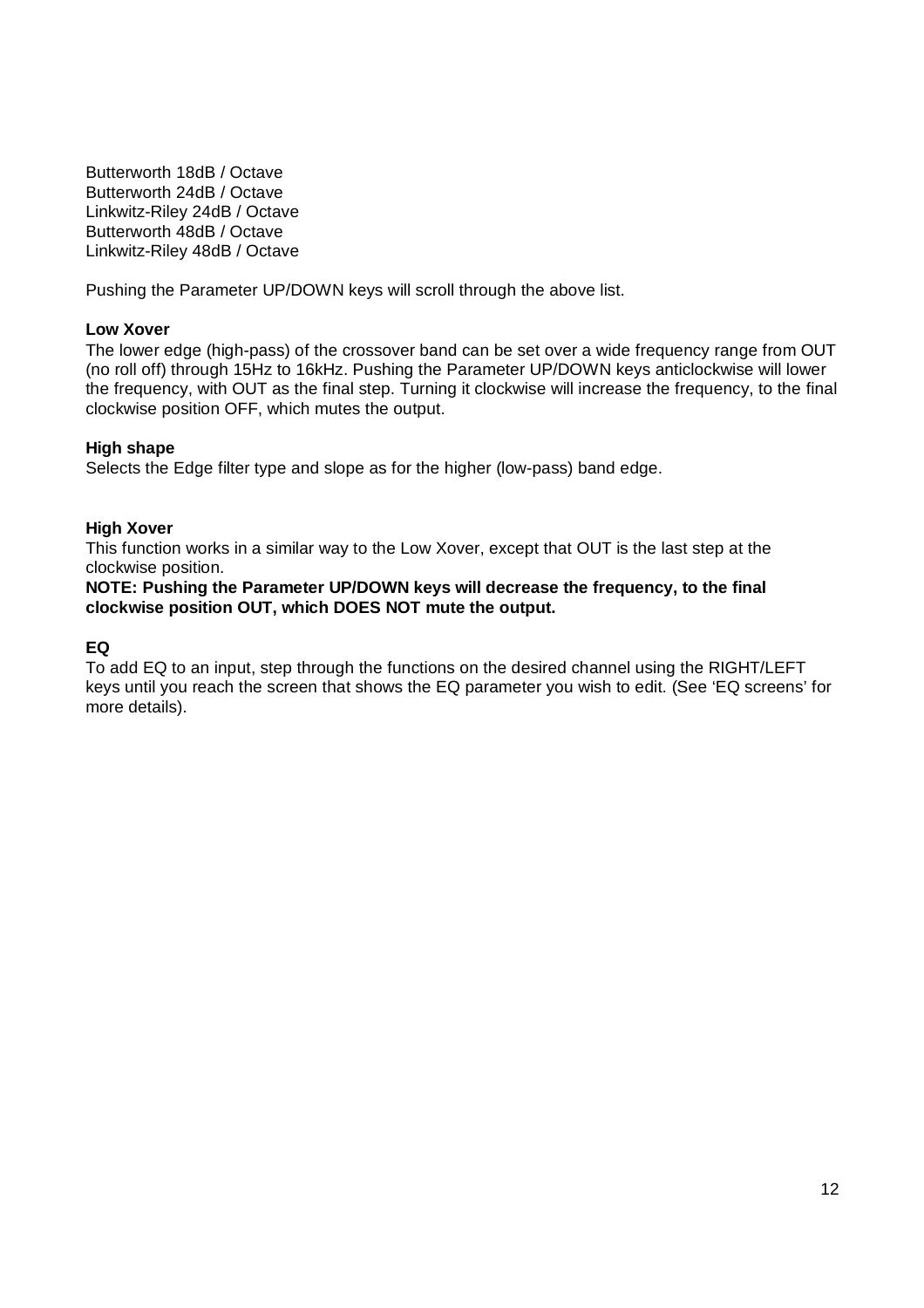Butterworth 18dB / Octave
Butterworth 24dB / Octave
Linkwitz-Riley 24dB / Octave
Butterworth 48dB / Octave
Linkwitz-Riley 48dB / Octave

Pushing the Parameter UP/DOWN keys will scroll through the above list.

**Low Xover**

The lower edge (high-pass) of the crossover band can be set over a wide frequency range from OUT (no roll off) through 15Hz to 16kHz. Pushing the Parameter UP/DOWN keys anticlockwise will lower the frequency, with OUT as the final step. Turning it clockwise will increase the frequency, to the final clockwise position OFF, which mutes the output.

**High shape**

Selects the Edge filter type and slope as for the higher (low-pass) band edge.

**High Xover**

This function works in a similar way to the Low Xover, except that OUT is the last step at the clockwise position.

**NOTE: Pushing the Parameter UP/DOWN keys will decrease the frequency, to the final clockwise position OUT, which DOES NOT mute the output.**

**EQ**

To add EQ to an input, step through the functions on the desired channel using the RIGHT/LEFT keys until you reach the screen that shows the EQ parameter you wish to edit. (See 'EQ screens' for more details).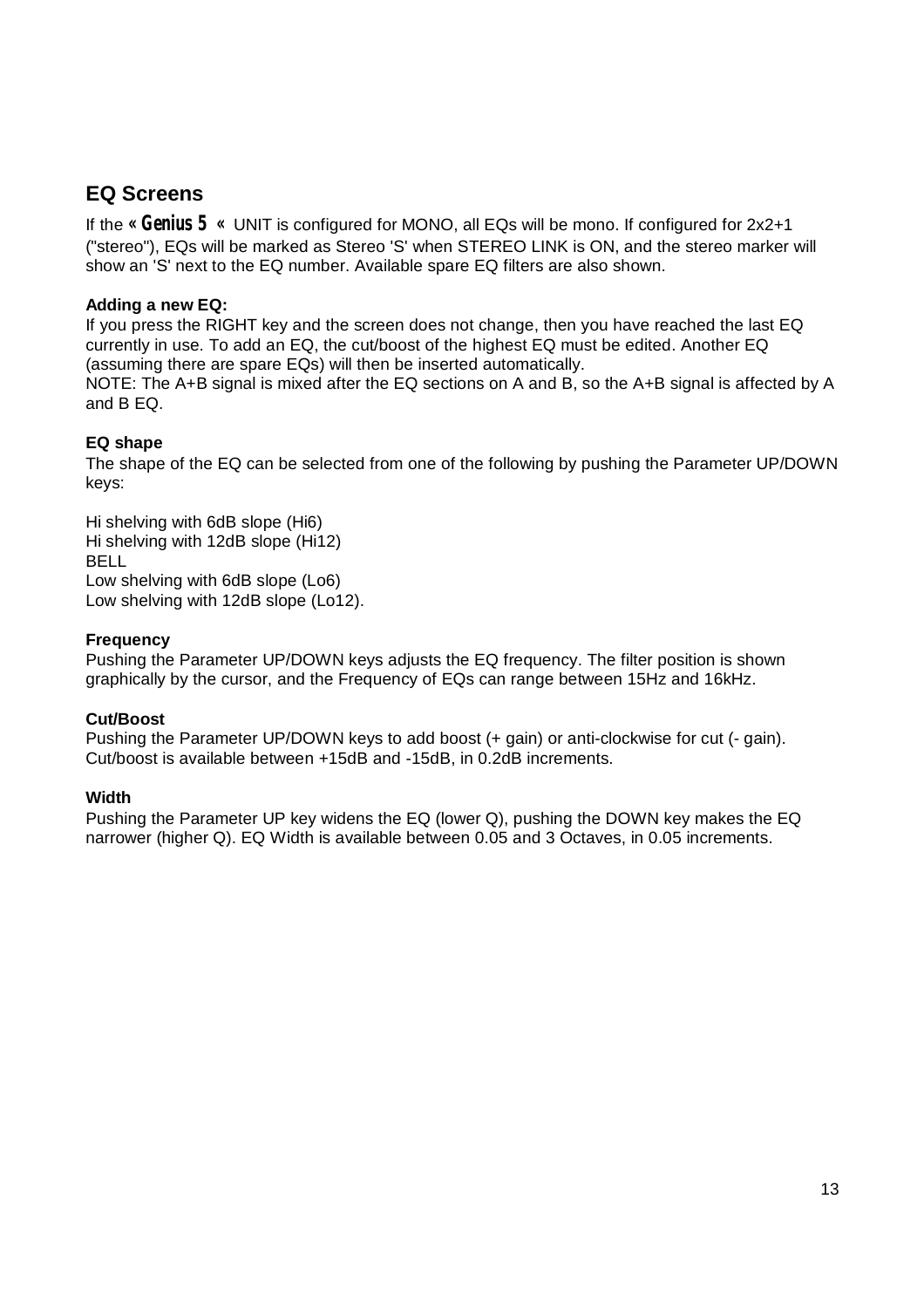## EQ Screens

If the **« Genius 5 «** UNIT is configured for MONO, all EQs will be mono. If configured for 2x2+1 ("stereo"), EQs will be marked as Stereo 'S' when STEREO LINK is ON, and the stereo marker will show an 'S' next to the EQ number. Available spare EQ filters are also shown.

**Adding a new EQ:**
If you press the RIGHT key and the screen does not change, then you have reached the last EQ currently in use. To add an EQ, the cut/boost of the highest EQ must be edited. Another EQ (assuming there are spare EQs) will then be inserted automatically.
NOTE: The A+B signal is mixed after the EQ sections on A and B, so the A+B signal is affected by A and B EQ.

**EQ shape**
The shape of the EQ can be selected from one of the following by pushing the Parameter UP/DOWN keys:

Hi shelving with 6dB slope (Hi6)
Hi shelving with 12dB slope (Hi12)
BELL
Low shelving with 6dB slope (Lo6)
Low shelving with 12dB slope (Lo12).

**Frequency**
Pushing the Parameter UP/DOWN keys adjusts the EQ frequency. The filter position is shown graphically by the cursor, and the Frequency of EQs can range between 15Hz and 16kHz.

**Cut/Boost**
Pushing the Parameter UP/DOWN keys to add boost (+ gain) or anti-clockwise for cut (- gain). Cut/boost is available between +15dB and -15dB, in 0.2dB increments.

**Width**
Pushing the Parameter UP key widens the EQ (lower Q), pushing the DOWN key makes the EQ narrower (higher Q). EQ Width is available between 0.05 and 3 Octaves, in 0.05 increments.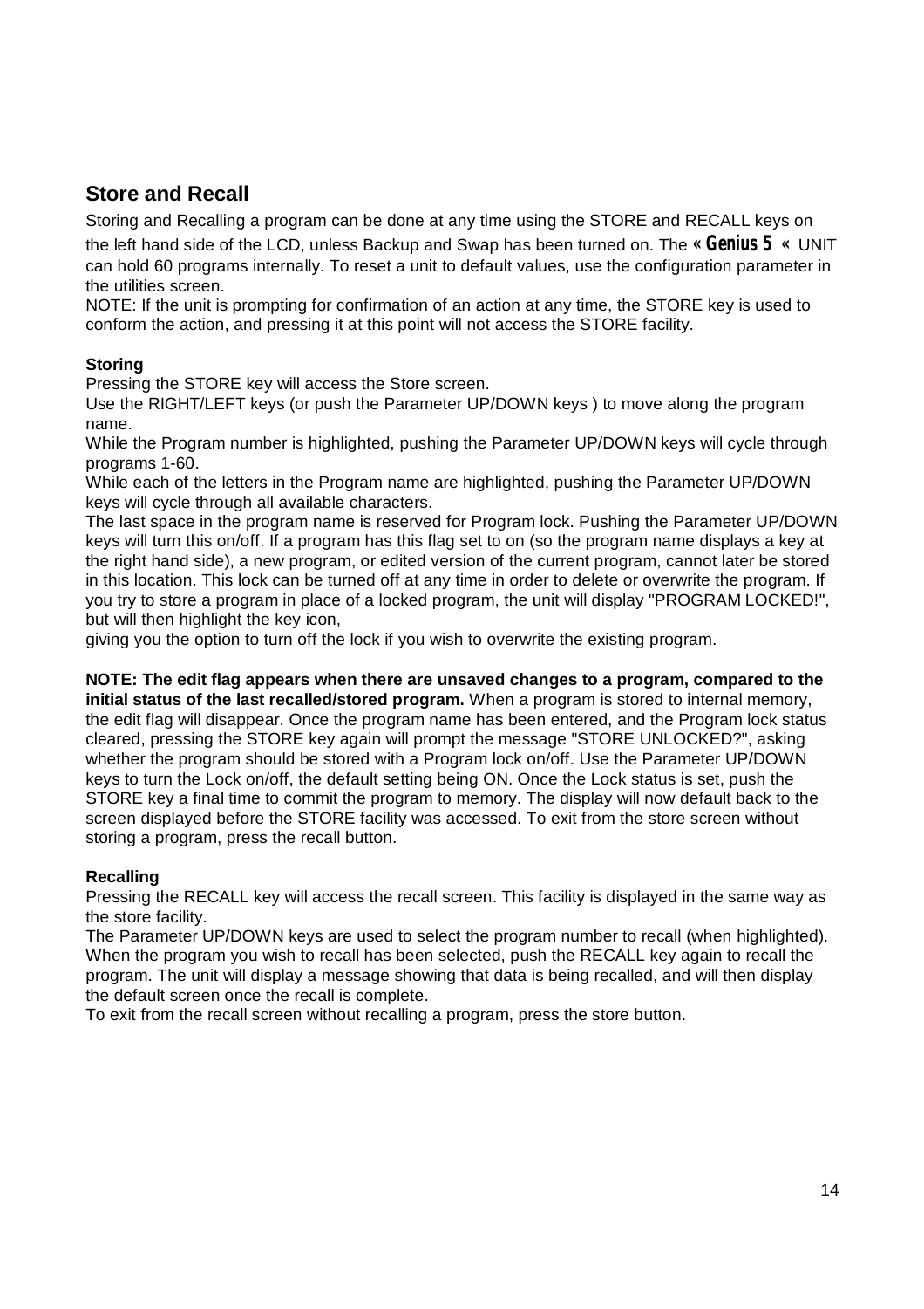## Store and Recall

Storing and Recalling a program can be done at any time using the STORE and RECALL keys on the left hand side of the LCD, unless Backup and Swap has been turned on. The **« Genius 5 «** UNIT can hold 60 programs internally. To reset a unit to default values, use the configuration parameter in the utilities screen.
NOTE: If the unit is prompting for confirmation of an action at any time, the STORE key is used to conform the action, and pressing it at this point will not access the STORE facility.

**Storing**
Pressing the STORE key will access the Store screen.
Use the RIGHT/LEFT keys (or push the Parameter UP/DOWN keys ) to move along the program name.
While the Program number is highlighted, pushing the Parameter UP/DOWN keys will cycle through programs 1-60.
While each of the letters in the Program name are highlighted, pushing the Parameter UP/DOWN keys will cycle through all available characters.
The last space in the program name is reserved for Program lock. Pushing the Parameter UP/DOWN keys will turn this on/off. If a program has this flag set to on (so the program name displays a key at the right hand side), a new program, or edited version of the current program, cannot later be stored in this location. This lock can be turned off at any time in order to delete or overwrite the program. If you try to store a program in place of a locked program, the unit will display "PROGRAM LOCKED!", but will then highlight the key icon,
giving you the option to turn off the lock if you wish to overwrite the existing program.

**NOTE: The edit flag appears when there are unsaved changes to a program, compared to the initial status of the last recalled/stored program.** When a program is stored to internal memory, the edit flag will disappear. Once the program name has been entered, and the Program lock status cleared, pressing the STORE key again will prompt the message "STORE UNLOCKED?", asking whether the program should be stored with a Program lock on/off. Use the Parameter UP/DOWN keys to turn the Lock on/off, the default setting being ON. Once the Lock status is set, push the STORE key a final time to commit the program to memory. The display will now default back to the screen displayed before the STORE facility was accessed. To exit from the store screen without storing a program, press the recall button.

**Recalling**
Pressing the RECALL key will access the recall screen. This facility is displayed in the same way as the store facility.
The Parameter UP/DOWN keys are used to select the program number to recall (when highlighted). When the program you wish to recall has been selected, push the RECALL key again to recall the program. The unit will display a message showing that data is being recalled, and will then display the default screen once the recall is complete.
To exit from the recall screen without recalling a program, press the store button.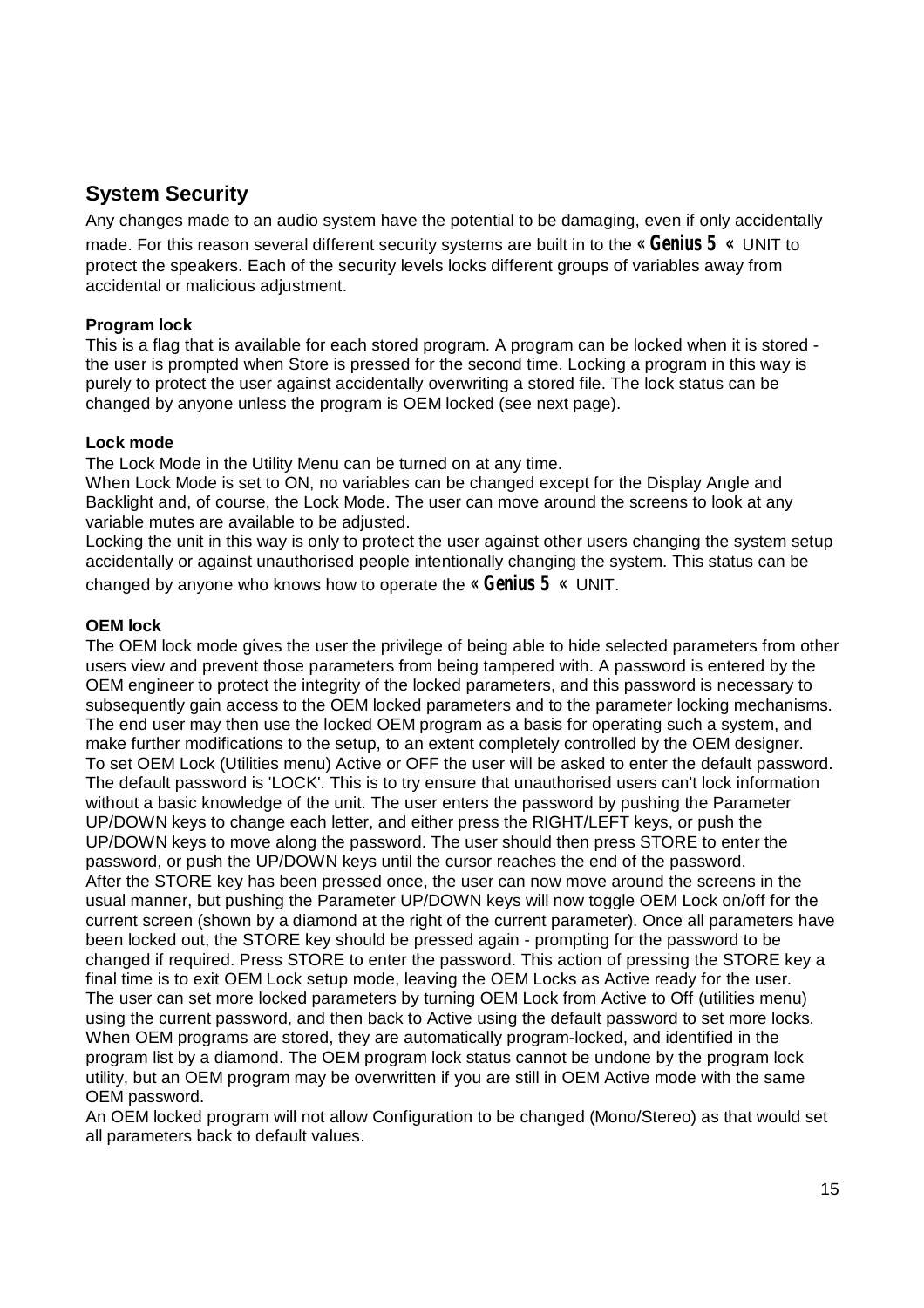## System Security

Any changes made to an audio system have the potential to be damaging, even if only accidentally made. For this reason several different security systems are built in to the **« Genius 5 «** UNIT to protect the speakers. Each of the security levels locks different groups of variables away from accidental or malicious adjustment.

### Program lock

This is a flag that is available for each stored program. A program can be locked when it is stored - the user is prompted when Store is pressed for the second time. Locking a program in this way is purely to protect the user against accidentally overwriting a stored file. The lock status can be changed by anyone unless the program is OEM locked (see next page).

### Lock mode

The Lock Mode in the Utility Menu can be turned on at any time.
When Lock Mode is set to ON, no variables can be changed except for the Display Angle and Backlight and, of course, the Lock Mode. The user can move around the screens to look at any variable mutes are available to be adjusted.
Locking the unit in this way is only to protect the user against other users changing the system setup accidentally or against unauthorised people intentionally changing the system. This status can be changed by anyone who knows how to operate the **« Genius 5 «** UNIT.

### OEM lock

The OEM lock mode gives the user the privilege of being able to hide selected parameters from other users view and prevent those parameters from being tampered with. A password is entered by the OEM engineer to protect the integrity of the locked parameters, and this password is necessary to subsequently gain access to the OEM locked parameters and to the parameter locking mechanisms. The end user may then use the locked OEM program as a basis for operating such a system, and make further modifications to the setup, to an extent completely controlled by the OEM designer.
To set OEM Lock (Utilities menu) Active or OFF the user will be asked to enter the default password. The default password is 'LOCK'. This is to try ensure that unauthorised users can't lock information without a basic knowledge of the unit. The user enters the password by pushing the Parameter UP/DOWN keys to change each letter, and either press the RIGHT/LEFT keys, or push the UP/DOWN keys to move along the password. The user should then press STORE to enter the password, or push the UP/DOWN keys until the cursor reaches the end of the password.
After the STORE key has been pressed once, the user can now move around the screens in the usual manner, but pushing the Parameter UP/DOWN keys will now toggle OEM Lock on/off for the current screen (shown by a diamond at the right of the current parameter). Once all parameters have been locked out, the STORE key should be pressed again - prompting for the password to be changed if required. Press STORE to enter the password. This action of pressing the STORE key a final time is to exit OEM Lock setup mode, leaving the OEM Locks as Active ready for the user.
The user can set more locked parameters by turning OEM Lock from Active to Off (utilities menu) using the current password, and then back to Active using the default password to set more locks.
When OEM programs are stored, they are automatically program-locked, and identified in the program list by a diamond. The OEM program lock status cannot be undone by the program lock utility, but an OEM program may be overwritten if you are still in OEM Active mode with the same OEM password.
An OEM locked program will not allow Configuration to be changed (Mono/Stereo) as that would set all parameters back to default values.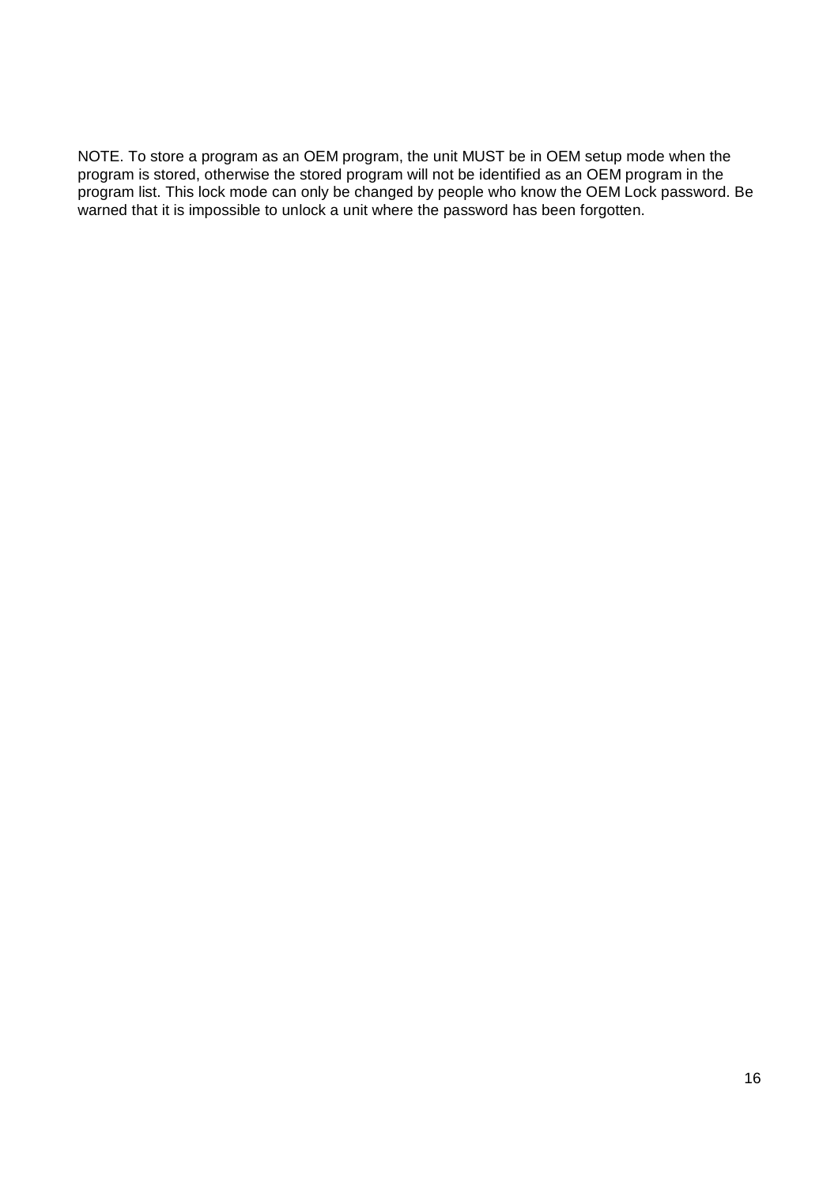NOTE. To store a program as an OEM program, the unit MUST be in OEM setup mode when the program is stored, otherwise the stored program will not be identified as an OEM program in the program list. This lock mode can only be changed by people who know the OEM Lock password. Be warned that it is impossible to unlock a unit where the password has been forgotten.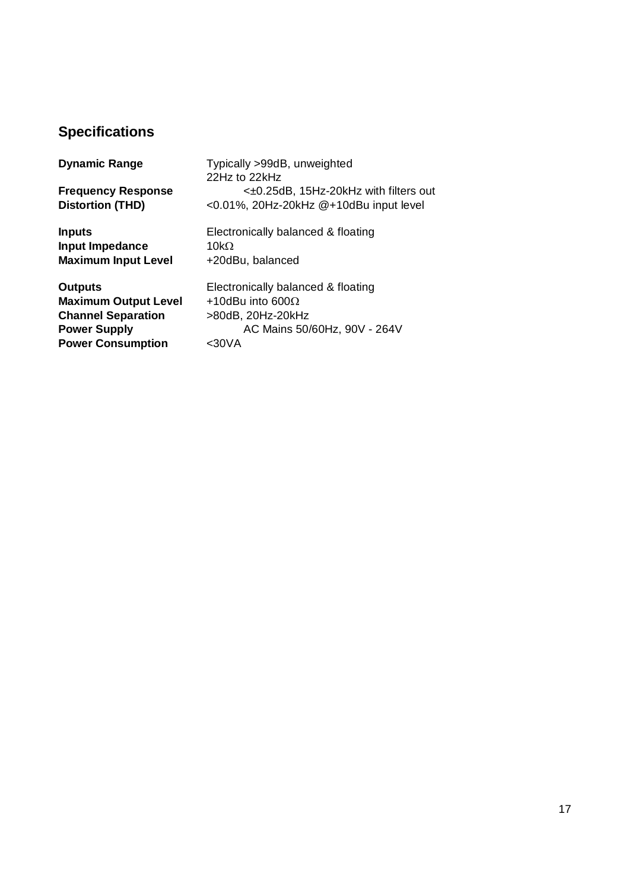## Specifications

| | |
|---|---|
| **Dynamic Range** | Typically >99dB, unweighted 22Hz to 22kHz |
| **Frequency Response** | <±0.25dB, 15Hz-20kHz with filters out |
| **Distortion (THD)** | <0.01%, 20Hz-20kHz @+10dBu input level |
| **Inputs** | Electronically balanced & floating |
| **Input Impedance** | 10kΩ |
| **Maximum Input Level** | +20dBu, balanced |
| **Outputs** | Electronically balanced & floating |
| **Maximum Output Level** | +10dBu into 600Ω |
| **Channel Separation** | >80dB, 20Hz-20kHz |
| **Power Supply** | AC Mains 50/60Hz, 90V - 264V |
| **Power Consumption** | <30VA |